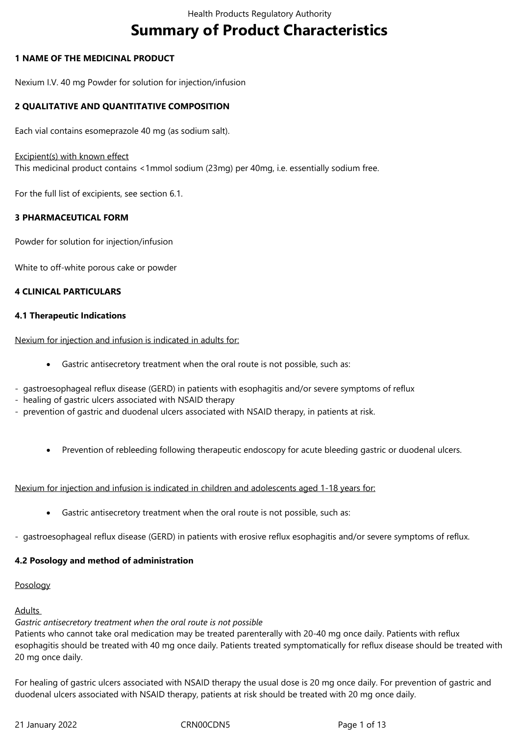# Summary of Product Characteristics

## 1 NAME OF THE MEDICINAL PRODUCT

Nexium I.V. 40 mg Powder for solution for injection/infusion

## 2 QUALITATIVE AND QUANTITATIVE COMPOSITION

Each vial contains esomeprazole 40 mg (as sodium salt).

Excipient(s) with known effect
This medicinal product contains <1mmol sodium (23mg) per 40mg, i.e. essentially sodium free.

For the full list of excipients, see section 6.1.

## 3 PHARMACEUTICAL FORM

Powder for solution for injection/infusion

White to off-white porous cake or powder

## 4 CLINICAL PARTICULARS

### 4.1 Therapeutic Indications

Nexium for injection and infusion is indicated in adults for:

- Gastric antisecretory treatment when the oral route is not possible, such as:

- gastroesophageal reflux disease (GERD) in patients with esophagitis and/or severe symptoms of reflux
- healing of gastric ulcers associated with NSAID therapy
- prevention of gastric and duodenal ulcers associated with NSAID therapy, in patients at risk.

- Prevention of rebleeding following therapeutic endoscopy for acute bleeding gastric or duodenal ulcers.

Nexium for injection and infusion is indicated in children and adolescents aged 1-18 years for:

- Gastric antisecretory treatment when the oral route is not possible, such as:

- gastroesophageal reflux disease (GERD) in patients with erosive reflux esophagitis and/or severe symptoms of reflux.

### 4.2 Posology and method of administration

Posology

Adults

*Gastric antisecretory treatment when the oral route is not possible*
Patients who cannot take oral medication may be treated parenterally with 20-40 mg once daily. Patients with reflux esophagitis should be treated with 40 mg once daily. Patients treated symptomatically for reflux disease should be treated with 20 mg once daily.

For healing of gastric ulcers associated with NSAID therapy the usual dose is 20 mg once daily. For prevention of gastric and duodenal ulcers associated with NSAID therapy, patients at risk should be treated with 20 mg once daily.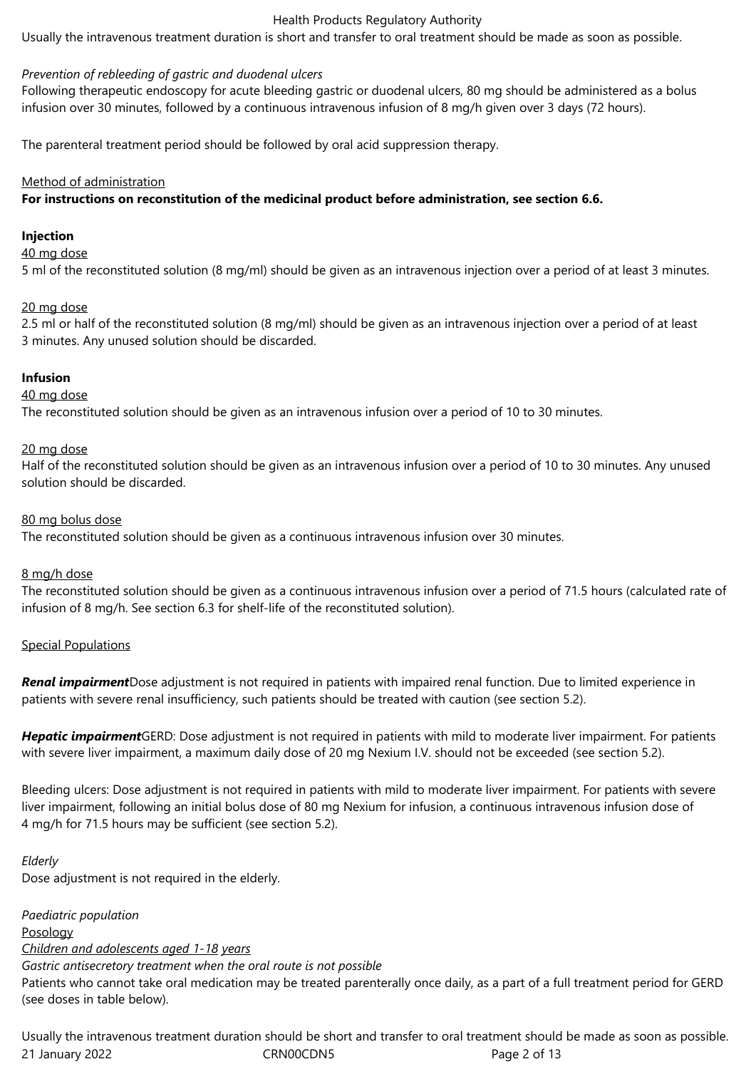Usually the intravenous treatment duration is short and transfer to oral treatment should be made as soon as possible.

*Prevention of rebleeding of gastric and duodenal ulcers*

Following therapeutic endoscopy for acute bleeding gastric or duodenal ulcers, 80 mg should be administered as a bolus infusion over 30 minutes, followed by a continuous intravenous infusion of 8 mg/h given over 3 days (72 hours).

The parenteral treatment period should be followed by oral acid suppression therapy.

<u>Method of administration</u>

**For instructions on reconstitution of the medicinal product before administration, see section 6.6.**

**Injection**

<u>40 mg dose</u>

5 ml of the reconstituted solution (8 mg/ml) should be given as an intravenous injection over a period of at least 3 minutes.

<u>20 mg dose</u>

2.5 ml or half of the reconstituted solution (8 mg/ml) should be given as an intravenous injection over a period of at least 3 minutes. Any unused solution should be discarded.

**Infusion**

<u>40 mg dose</u>

The reconstituted solution should be given as an intravenous infusion over a period of 10 to 30 minutes.

<u>20 mg dose</u>

Half of the reconstituted solution should be given as an intravenous infusion over a period of 10 to 30 minutes. Any unused solution should be discarded.

<u>80 mg bolus dose</u>

The reconstituted solution should be given as a continuous intravenous infusion over 30 minutes.

<u>8 mg/h dose</u>

The reconstituted solution should be given as a continuous intravenous infusion over a period of 71.5 hours (calculated rate of infusion of 8 mg/h. See section 6.3 for shelf-life of the reconstituted solution).

<u>Special Populations</u>

***Renal impairment*** Dose adjustment is not required in patients with impaired renal function. Due to limited experience in patients with severe renal insufficiency, such patients should be treated with caution (see section 5.2).

***Hepatic impairment*** GERD: Dose adjustment is not required in patients with mild to moderate liver impairment. For patients with severe liver impairment, a maximum daily dose of 20 mg Nexium I.V. should not be exceeded (see section 5.2).

Bleeding ulcers: Dose adjustment is not required in patients with mild to moderate liver impairment. For patients with severe liver impairment, following an initial bolus dose of 80 mg Nexium for infusion, a continuous intravenous infusion dose of 4 mg/h for 71.5 hours may be sufficient (see section 5.2).

*Elderly*

Dose adjustment is not required in the elderly.

*Paediatric population*

<u>Posology</u>

*<u>Children and adolescents aged 1-18 years</u>*

*Gastric antisecretory treatment when the oral route is not possible*

Patients who cannot take oral medication may be treated parenterally once daily, as a part of a full treatment period for GERD (see doses in table below).

Usually the intravenous treatment duration should be short and transfer to oral treatment should be made as soon as possible.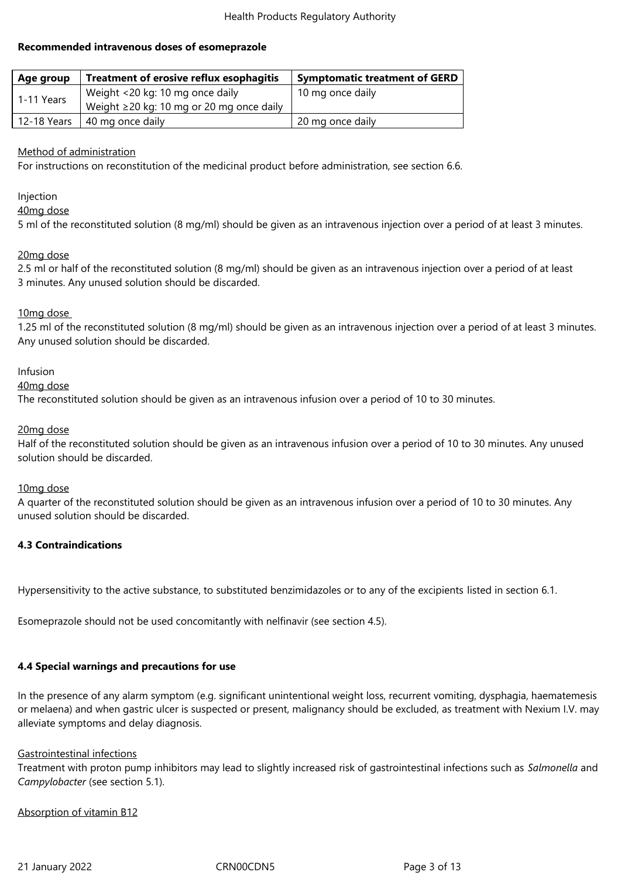**Recommended intravenous doses of esomeprazole**

| Age group | Treatment of erosive reflux esophagitis | Symptomatic treatment of GERD |
|---|---|---|
| 1-11 Years | Weight <20 kg: 10 mg once daily<br>Weight ≥20 kg: 10 mg or 20 mg once daily | 10 mg once daily |
| 12-18 Years | 40 mg once daily | 20 mg once daily |

Method of administration

For instructions on reconstitution of the medicinal product before administration, see section 6.6.

Injection

40mg dose

5 ml of the reconstituted solution (8 mg/ml) should be given as an intravenous injection over a period of at least 3 minutes.

20mg dose

2.5 ml or half of the reconstituted solution (8 mg/ml) should be given as an intravenous injection over a period of at least 3 minutes. Any unused solution should be discarded.

10mg dose

1.25 ml of the reconstituted solution (8 mg/ml) should be given as an intravenous injection over a period of at least 3 minutes. Any unused solution should be discarded.

Infusion

40mg dose

The reconstituted solution should be given as an intravenous infusion over a period of 10 to 30 minutes.

20mg dose

Half of the reconstituted solution should be given as an intravenous infusion over a period of 10 to 30 minutes. Any unused solution should be discarded.

10mg dose

A quarter of the reconstituted solution should be given as an intravenous infusion over a period of 10 to 30 minutes. Any unused solution should be discarded.

### 4.3 Contraindications

Hypersensitivity to the active substance, to substituted benzimidazoles or to any of the excipients listed in section 6.1.

Esomeprazole should not be used concomitantly with nelfinavir (see section 4.5).

### 4.4 Special warnings and precautions for use

In the presence of any alarm symptom (e.g. significant unintentional weight loss, recurrent vomiting, dysphagia, haematemesis or melaena) and when gastric ulcer is suspected or present, malignancy should be excluded, as treatment with Nexium I.V. may alleviate symptoms and delay diagnosis.

Gastrointestinal infections

Treatment with proton pump inhibitors may lead to slightly increased risk of gastrointestinal infections such as *Salmonella* and *Campylobacter* (see section 5.1).

Absorption of vitamin B12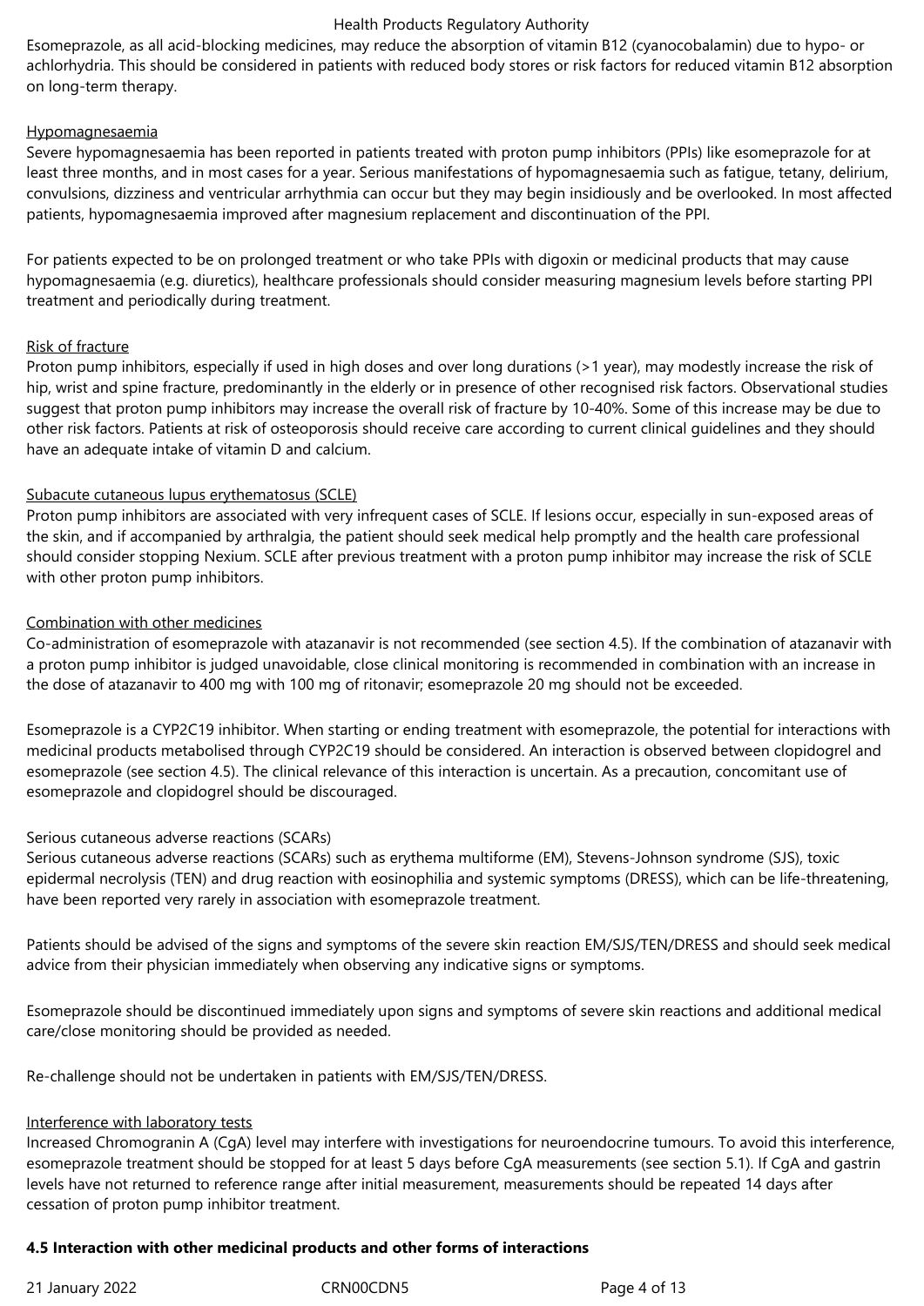Esomeprazole, as all acid-blocking medicines, may reduce the absorption of vitamin B12 (cyanocobalamin) due to hypo- or achlorhydria. This should be considered in patients with reduced body stores or risk factors for reduced vitamin B12 absorption on long-term therapy.

Hypomagnesaemia

Severe hypomagnesaemia has been reported in patients treated with proton pump inhibitors (PPIs) like esomeprazole for at least three months, and in most cases for a year. Serious manifestations of hypomagnesaemia such as fatigue, tetany, delirium, convulsions, dizziness and ventricular arrhythmia can occur but they may begin insidiously and be overlooked. In most affected patients, hypomagnesaemia improved after magnesium replacement and discontinuation of the PPI.

For patients expected to be on prolonged treatment or who take PPIs with digoxin or medicinal products that may cause hypomagnesaemia (e.g. diuretics), healthcare professionals should consider measuring magnesium levels before starting PPI treatment and periodically during treatment.

Risk of fracture

Proton pump inhibitors, especially if used in high doses and over long durations (>1 year), may modestly increase the risk of hip, wrist and spine fracture, predominantly in the elderly or in presence of other recognised risk factors. Observational studies suggest that proton pump inhibitors may increase the overall risk of fracture by 10-40%. Some of this increase may be due to other risk factors. Patients at risk of osteoporosis should receive care according to current clinical guidelines and they should have an adequate intake of vitamin D and calcium.

Subacute cutaneous lupus erythematosus (SCLE)

Proton pump inhibitors are associated with very infrequent cases of SCLE. If lesions occur, especially in sun-exposed areas of the skin, and if accompanied by arthralgia, the patient should seek medical help promptly and the health care professional should consider stopping Nexium. SCLE after previous treatment with a proton pump inhibitor may increase the risk of SCLE with other proton pump inhibitors.

Combination with other medicines

Co-administration of esomeprazole with atazanavir is not recommended (see section 4.5). If the combination of atazanavir with a proton pump inhibitor is judged unavoidable, close clinical monitoring is recommended in combination with an increase in the dose of atazanavir to 400 mg with 100 mg of ritonavir; esomeprazole 20 mg should not be exceeded.

Esomeprazole is a CYP2C19 inhibitor. When starting or ending treatment with esomeprazole, the potential for interactions with medicinal products metabolised through CYP2C19 should be considered. An interaction is observed between clopidogrel and esomeprazole (see section 4.5). The clinical relevance of this interaction is uncertain. As a precaution, concomitant use of esomeprazole and clopidogrel should be discouraged.

Serious cutaneous adverse reactions (SCARs)

Serious cutaneous adverse reactions (SCARs) such as erythema multiforme (EM), Stevens-Johnson syndrome (SJS), toxic epidermal necrolysis (TEN) and drug reaction with eosinophilia and systemic symptoms (DRESS), which can be life-threatening, have been reported very rarely in association with esomeprazole treatment.

Patients should be advised of the signs and symptoms of the severe skin reaction EM/SJS/TEN/DRESS and should seek medical advice from their physician immediately when observing any indicative signs or symptoms.

Esomeprazole should be discontinued immediately upon signs and symptoms of severe skin reactions and additional medical care/close monitoring should be provided as needed.

Re-challenge should not be undertaken in patients with EM/SJS/TEN/DRESS.

Interference with laboratory tests

Increased Chromogranin A (CgA) level may interfere with investigations for neuroendocrine tumours. To avoid this interference, esomeprazole treatment should be stopped for at least 5 days before CgA measurements (see section 5.1). If CgA and gastrin levels have not returned to reference range after initial measurement, measurements should be repeated 14 days after cessation of proton pump inhibitor treatment.

**4.5 Interaction with other medicinal products and other forms of interactions**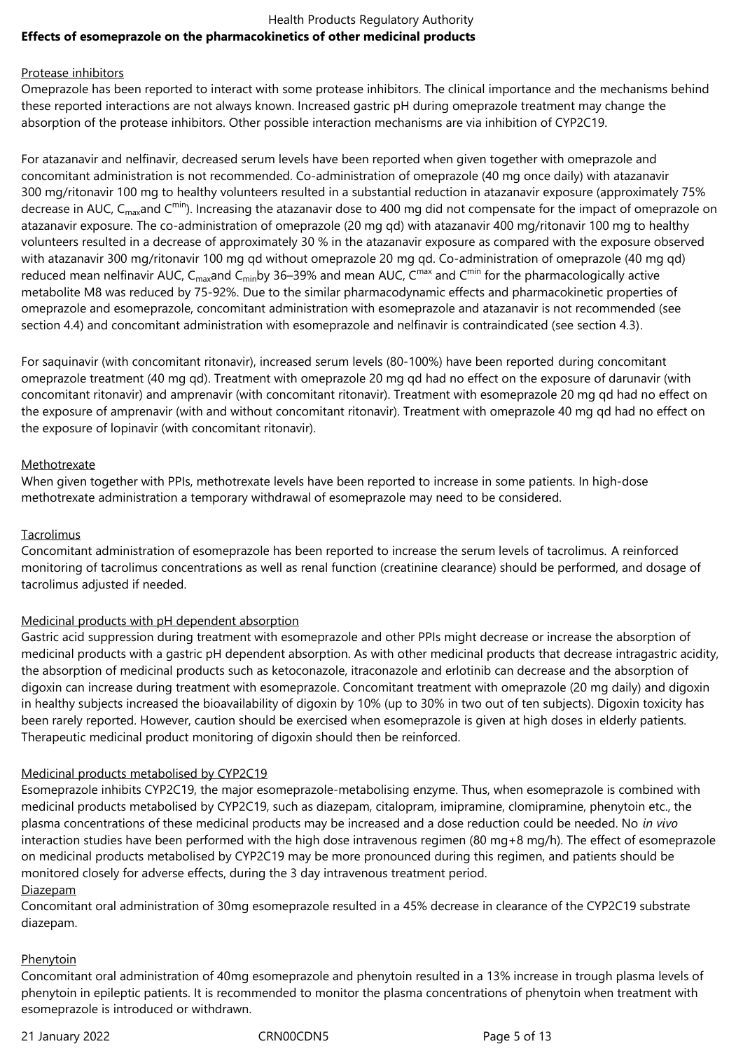**Effects of esomeprazole on the pharmacokinetics of other medicinal products**

Protease inhibitors

Omeprazole has been reported to interact with some protease inhibitors. The clinical importance and the mechanisms behind these reported interactions are not always known. Increased gastric pH during omeprazole treatment may change the absorption of the protease inhibitors. Other possible interaction mechanisms are via inhibition of CYP2C19.

For atazanavir and nelfinavir, decreased serum levels have been reported when given together with omeprazole and concomitant administration is not recommended. Co-administration of omeprazole (40 mg once daily) with atazanavir 300 mg/ritonavir 100 mg to healthy volunteers resulted in a substantial reduction in atazanavir exposure (approximately 75% decrease in AUC, $C_{max}$ and $C^{min}$). Increasing the atazanavir dose to 400 mg did not compensate for the impact of omeprazole on atazanavir exposure. The co-administration of omeprazole (20 mg qd) with atazanavir 400 mg/ritonavir 100 mg to healthy volunteers resulted in a decrease of approximately 30 % in the atazanavir exposure as compared with the exposure observed with atazanavir 300 mg/ritonavir 100 mg qd without omeprazole 20 mg qd. Co-administration of omeprazole (40 mg qd) reduced mean nelfinavir AUC, $C_{max}$ and $C_{min}$ by 36–39% and mean AUC, $C^{max}$ and $C^{min}$ for the pharmacologically active metabolite M8 was reduced by 75-92%. Due to the similar pharmacodynamic effects and pharmacokinetic properties of omeprazole and esomeprazole, concomitant administration with esomeprazole and atazanavir is not recommended (see section 4.4) and concomitant administration with esomeprazole and nelfinavir is contraindicated (see section 4.3).

For saquinavir (with concomitant ritonavir), increased serum levels (80-100%) have been reported during concomitant omeprazole treatment (40 mg qd). Treatment with omeprazole 20 mg qd had no effect on the exposure of darunavir (with concomitant ritonavir) and amprenavir (with concomitant ritonavir). Treatment with esomeprazole 20 mg qd had no effect on the exposure of amprenavir (with and without concomitant ritonavir). Treatment with omeprazole 40 mg qd had no effect on the exposure of lopinavir (with concomitant ritonavir).

Methotrexate

When given together with PPIs, methotrexate levels have been reported to increase in some patients. In high-dose methotrexate administration a temporary withdrawal of esomeprazole may need to be considered.

Tacrolimus

Concomitant administration of esomeprazole has been reported to increase the serum levels of tacrolimus. A reinforced monitoring of tacrolimus concentrations as well as renal function (creatinine clearance) should be performed, and dosage of tacrolimus adjusted if needed.

Medicinal products with pH dependent absorption

Gastric acid suppression during treatment with esomeprazole and other PPIs might decrease or increase the absorption of medicinal products with a gastric pH dependent absorption. As with other medicinal products that decrease intragastric acidity, the absorption of medicinal products such as ketoconazole, itraconazole and erlotinib can decrease and the absorption of digoxin can increase during treatment with esomeprazole. Concomitant treatment with omeprazole (20 mg daily) and digoxin in healthy subjects increased the bioavailability of digoxin by 10% (up to 30% in two out of ten subjects). Digoxin toxicity has been rarely reported. However, caution should be exercised when esomeprazole is given at high doses in elderly patients. Therapeutic medicinal product monitoring of digoxin should then be reinforced.

Medicinal products metabolised by CYP2C19

Esomeprazole inhibits CYP2C19, the major esomeprazole-metabolising enzyme. Thus, when esomeprazole is combined with medicinal products metabolised by CYP2C19, such as diazepam, citalopram, imipramine, clomipramine, phenytoin etc., the plasma concentrations of these medicinal products may be increased and a dose reduction could be needed. No *in vivo* interaction studies have been performed with the high dose intravenous regimen (80 mg+8 mg/h). The effect of esomeprazole on medicinal products metabolised by CYP2C19 may be more pronounced during this regimen, and patients should be monitored closely for adverse effects, during the 3 day intravenous treatment period.

Diazepam

Concomitant oral administration of 30mg esomeprazole resulted in a 45% decrease in clearance of the CYP2C19 substrate diazepam.

Phenytoin

Concomitant oral administration of 40mg esomeprazole and phenytoin resulted in a 13% increase in trough plasma levels of phenytoin in epileptic patients. It is recommended to monitor the plasma concentrations of phenytoin when treatment with esomeprazole is introduced or withdrawn.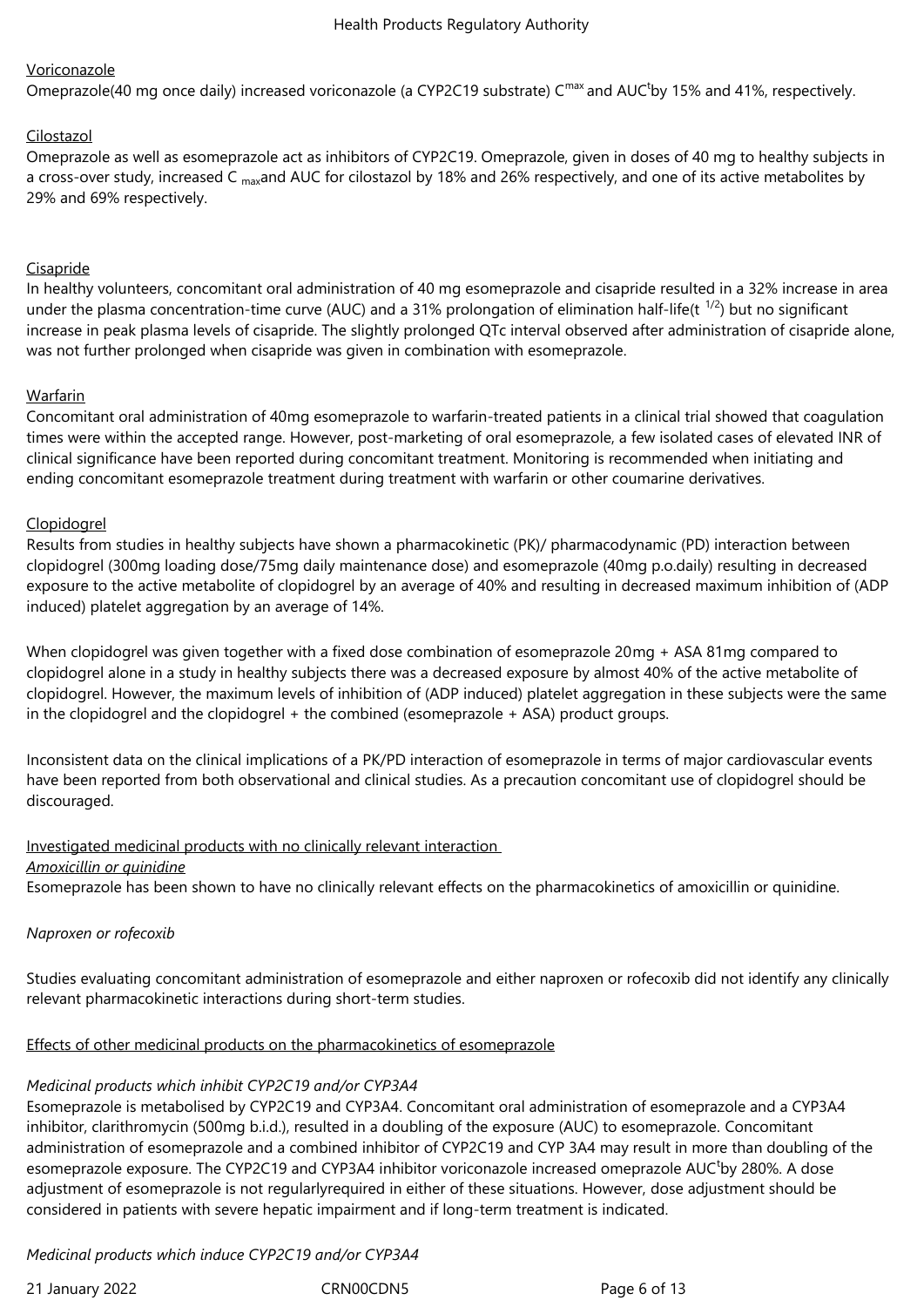Voriconazole

Omeprazole(40 mg once daily) increased voriconazole (a CYP2C19 substrate) $C^{max}$ and $AUC^{t}$by 15% and 41%, respectively.

Cilostazol

Omeprazole as well as esomeprazole act as inhibitors of CYP2C19. Omeprazole, given in doses of 40 mg to healthy subjects in a cross-over study, increased $C_{max}$and AUC for cilostazol by 18% and 26% respectively, and one of its active metabolites by 29% and 69% respectively.

Cisapride

In healthy volunteers, concomitant oral administration of 40 mg esomeprazole and cisapride resulted in a 32% increase in area under the plasma concentration-time curve (AUC) and a 31% prolongation of elimination half-life($t^{1/2}$) but no significant increase in peak plasma levels of cisapride. The slightly prolonged QTc interval observed after administration of cisapride alone, was not further prolonged when cisapride was given in combination with esomeprazole.

Warfarin

Concomitant oral administration of 40mg esomeprazole to warfarin-treated patients in a clinical trial showed that coagulation times were within the accepted range. However, post-marketing of oral esomeprazole, a few isolated cases of elevated INR of clinical significance have been reported during concomitant treatment. Monitoring is recommended when initiating and ending concomitant esomeprazole treatment during treatment with warfarin or other coumarine derivatives.

Clopidogrel

Results from studies in healthy subjects have shown a pharmacokinetic (PK)/ pharmacodynamic (PD) interaction between clopidogrel (300mg loading dose/75mg daily maintenance dose) and esomeprazole (40mg p.o.daily) resulting in decreased exposure to the active metabolite of clopidogrel by an average of 40% and resulting in decreased maximum inhibition of (ADP induced) platelet aggregation by an average of 14%.

When clopidogrel was given together with a fixed dose combination of esomeprazole 20mg + ASA 81mg compared to clopidogrel alone in a study in healthy subjects there was a decreased exposure by almost 40% of the active metabolite of clopidogrel. However, the maximum levels of inhibition of (ADP induced) platelet aggregation in these subjects were the same in the clopidogrel and the clopidogrel + the combined (esomeprazole + ASA) product groups.

Inconsistent data on the clinical implications of a PK/PD interaction of esomeprazole in terms of major cardiovascular events have been reported from both observational and clinical studies. As a precaution concomitant use of clopidogrel should be discouraged.

Investigated medicinal products with no clinically relevant interaction

*Amoxicillin or quinidine*

Esomeprazole has been shown to have no clinically relevant effects on the pharmacokinetics of amoxicillin or quinidine.

*Naproxen or rofecoxib*

Studies evaluating concomitant administration of esomeprazole and either naproxen or rofecoxib did not identify any clinically relevant pharmacokinetic interactions during short-term studies.

Effects of other medicinal products on the pharmacokinetics of esomeprazole

*Medicinal products which inhibit CYP2C19 and/or CYP3A4*

Esomeprazole is metabolised by CYP2C19 and CYP3A4. Concomitant oral administration of esomeprazole and a CYP3A4 inhibitor, clarithromycin (500mg b.i.d.), resulted in a doubling of the exposure (AUC) to esomeprazole. Concomitant administration of esomeprazole and a combined inhibitor of CYP2C19 and CYP 3A4 may result in more than doubling of the esomeprazole exposure. The CYP2C19 and CYP3A4 inhibitor voriconazole increased omeprazole $AUC^{t}$by 280%. A dose adjustment of esomeprazole is not regularlyrequired in either of these situations. However, dose adjustment should be considered in patients with severe hepatic impairment and if long-term treatment is indicated.

*Medicinal products which induce CYP2C19 and/or CYP3A4*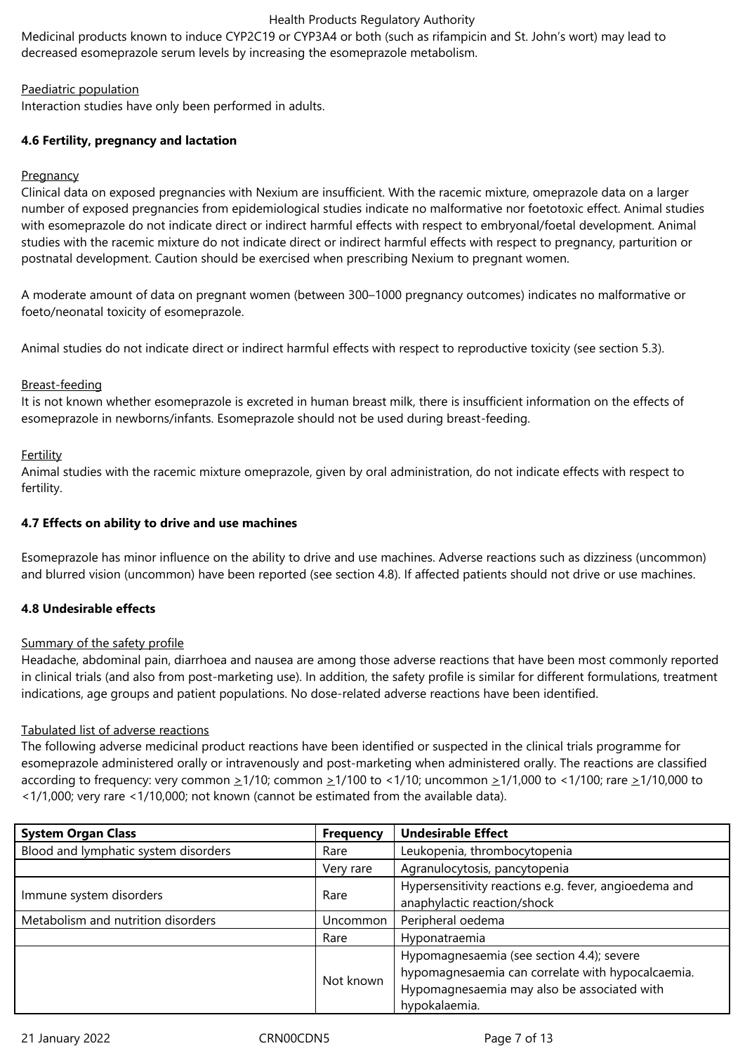Medicinal products known to induce CYP2C19 or CYP3A4 or both (such as rifampicin and St. John's wort) may lead to decreased esomeprazole serum levels by increasing the esomeprazole metabolism.

Paediatric population

Interaction studies have only been performed in adults.

### 4.6 Fertility, pregnancy and lactation

Pregnancy

Clinical data on exposed pregnancies with Nexium are insufficient. With the racemic mixture, omeprazole data on a larger number of exposed pregnancies from epidemiological studies indicate no malformative nor foetotoxic effect. Animal studies with esomeprazole do not indicate direct or indirect harmful effects with respect to embryonal/foetal development. Animal studies with the racemic mixture do not indicate direct or indirect harmful effects with respect to pregnancy, parturition or postnatal development. Caution should be exercised when prescribing Nexium to pregnant women.

A moderate amount of data on pregnant women (between 300–1000 pregnancy outcomes) indicates no malformative or foeto/neonatal toxicity of esomeprazole.

Animal studies do not indicate direct or indirect harmful effects with respect to reproductive toxicity (see section 5.3).

Breast-feeding

It is not known whether esomeprazole is excreted in human breast milk, there is insufficient information on the effects of esomeprazole in newborns/infants. Esomeprazole should not be used during breast-feeding.

Fertility

Animal studies with the racemic mixture omeprazole, given by oral administration, do not indicate effects with respect to fertility.

### 4.7 Effects on ability to drive and use machines

Esomeprazole has minor influence on the ability to drive and use machines. Adverse reactions such as dizziness (uncommon) and blurred vision (uncommon) have been reported (see section 4.8). If affected patients should not drive or use machines.

### 4.8 Undesirable effects

Summary of the safety profile

Headache, abdominal pain, diarrhoea and nausea are among those adverse reactions that have been most commonly reported in clinical trials (and also from post-marketing use). In addition, the safety profile is similar for different formulations, treatment indications, age groups and patient populations. No dose-related adverse reactions have been identified.

Tabulated list of adverse reactions

The following adverse medicinal product reactions have been identified or suspected in the clinical trials programme for esomeprazole administered orally or intravenously and post-marketing when administered orally. The reactions are classified according to frequency: very common ≥1/10; common ≥1/100 to <1/10; uncommon ≥1/1,000 to <1/100; rare ≥1/10,000 to <1/1,000; very rare <1/10,000; not known (cannot be estimated from the available data).

| System Organ Class | Frequency | Undesirable Effect |
|---|---|---|
| Blood and lymphatic system disorders | Rare | Leukopenia, thrombocytopenia |
| | Very rare | Agranulocytosis, pancytopenia |
| Immune system disorders | Rare | Hypersensitivity reactions e.g. fever, angioedema and anaphylactic reaction/shock |
| Metabolism and nutrition disorders | Uncommon | Peripheral oedema |
| | Rare | Hyponatraemia |
| | Not known | Hypomagnesaemia (see section 4.4); severe hypomagnesaemia can correlate with hypocalcaemia. Hypomagnesaemia may also be associated with hypokalaemia. |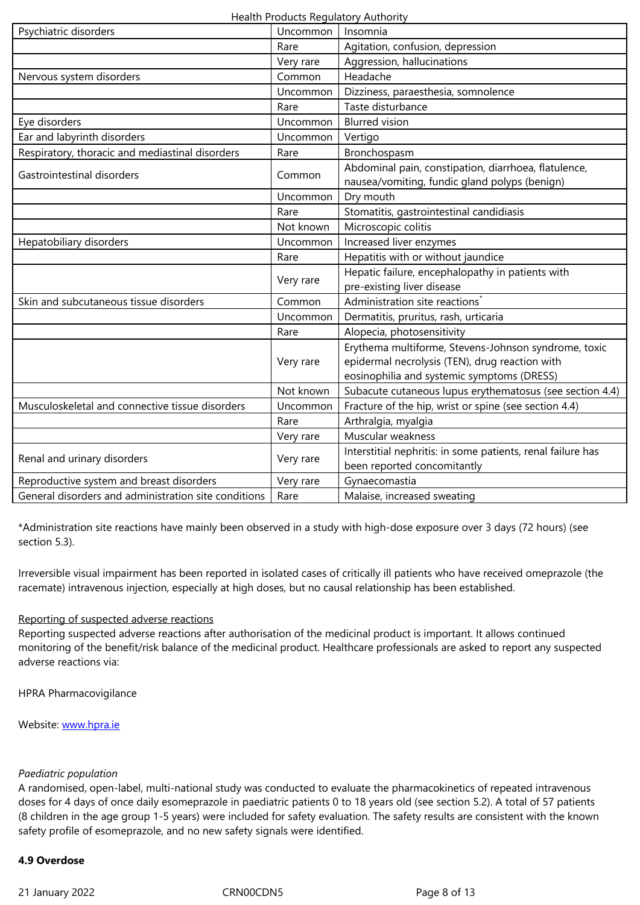| | | |
|---|---|---|
| Psychiatric disorders | Uncommon | Insomnia |
| | Rare | Agitation, confusion, depression |
| | Very rare | Aggression, hallucinations |
| Nervous system disorders | Common | Headache |
| | Uncommon | Dizziness, paraesthesia, somnolence |
| | Rare | Taste disturbance |
| Eye disorders | Uncommon | Blurred vision |
| Ear and labyrinth disorders | Uncommon | Vertigo |
| Respiratory, thoracic and mediastinal disorders | Rare | Bronchospasm |
| Gastrointestinal disorders | Common | Abdominal pain, constipation, diarrhoea, flatulence, nausea/vomiting, fundic gland polyps (benign) |
| | Uncommon | Dry mouth |
| | Rare | Stomatitis, gastrointestinal candidiasis |
| | Not known | Microscopic colitis |
| Hepatobiliary disorders | Uncommon | Increased liver enzymes |
| | Rare | Hepatitis with or without jaundice |
| | Very rare | Hepatic failure, encephalopathy in patients with pre-existing liver disease |
| Skin and subcutaneous tissue disorders | Common | Administration site reactions* |
| | Uncommon | Dermatitis, pruritus, rash, urticaria |
| | Rare | Alopecia, photosensitivity |
| | Very rare | Erythema multiforme, Stevens-Johnson syndrome, toxic epidermal necrolysis (TEN), drug reaction with eosinophilia and systemic symptoms (DRESS) |
| | Not known | Subacute cutaneous lupus erythematosus (see section 4.4) |
| Musculoskeletal and connective tissue disorders | Uncommon | Fracture of the hip, wrist or spine (see section 4.4) |
| | Rare | Arthralgia, myalgia |
| | Very rare | Muscular weakness |
| Renal and urinary disorders | Very rare | Interstitial nephritis: in some patients, renal failure has been reported concomitantly |
| Reproductive system and breast disorders | Very rare | Gynaecomastia |
| General disorders and administration site conditions | Rare | Malaise, increased sweating |

*Administration site reactions have mainly been observed in a study with high-dose exposure over 3 days (72 hours) (see section 5.3).

Irreversible visual impairment has been reported in isolated cases of critically ill patients who have received omeprazole (the racemate) intravenous injection, especially at high doses, but no causal relationship has been established.

Reporting of suspected adverse reactions

Reporting suspected adverse reactions after authorisation of the medicinal product is important. It allows continued monitoring of the benefit/risk balance of the medicinal product. Healthcare professionals are asked to report any suspected adverse reactions via:

HPRA Pharmacovigilance

Website: www.hpra.ie

*Paediatric population*

A randomised, open-label, multi-national study was conducted to evaluate the pharmacokinetics of repeated intravenous doses for 4 days of once daily esomeprazole in paediatric patients 0 to 18 years old (see section 5.2). A total of 57 patients (8 children in the age group 1-5 years) were included for safety evaluation. The safety results are consistent with the known safety profile of esomeprazole, and no new safety signals were identified.

**4.9 Overdose**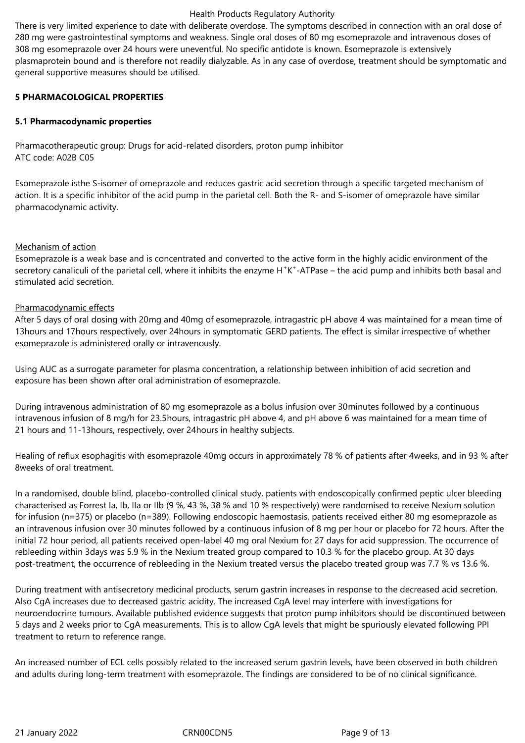There is very limited experience to date with deliberate overdose. The symptoms described in connection with an oral dose of 280 mg were gastrointestinal symptoms and weakness. Single oral doses of 80 mg esomeprazole and intravenous doses of 308 mg esomeprazole over 24 hours were uneventful. No specific antidote is known. Esomeprazole is extensively plasmaprotein bound and is therefore not readily dialyzable. As in any case of overdose, treatment should be symptomatic and general supportive measures should be utilised.

## 5 PHARMACOLOGICAL PROPERTIES

### 5.1 Pharmacodynamic properties

Pharmacotherapeutic group: Drugs for acid-related disorders, proton pump inhibitor
ATC code: A02B C05

Esomeprazole isthe S-isomer of omeprazole and reduces gastric acid secretion through a specific targeted mechanism of action. It is a specific inhibitor of the acid pump in the parietal cell. Both the R- and S-isomer of omeprazole have similar pharmacodynamic activity.

Mechanism of action

Esomeprazole is a weak base and is concentrated and converted to the active form in the highly acidic environment of the secretory canaliculi of the parietal cell, where it inhibits the enzyme $H^+K^+$-ATPase – the acid pump and inhibits both basal and stimulated acid secretion.

Pharmacodynamic effects

After 5 days of oral dosing with 20mg and 40mg of esomeprazole, intragastric pH above 4 was maintained for a mean time of 13hours and 17hours respectively, over 24hours in symptomatic GERD patients. The effect is similar irrespective of whether esomeprazole is administered orally or intravenously.

Using AUC as a surrogate parameter for plasma concentration, a relationship between inhibition of acid secretion and exposure has been shown after oral administration of esomeprazole.

During intravenous administration of 80 mg esomeprazole as a bolus infusion over 30minutes followed by a continuous intravenous infusion of 8 mg/h for 23.5hours, intragastric pH above 4, and pH above 6 was maintained for a mean time of 21 hours and 11-13hours, respectively, over 24hours in healthy subjects.

Healing of reflux esophagitis with esomeprazole 40mg occurs in approximately 78 % of patients after 4weeks, and in 93 % after 8weeks of oral treatment.

In a randomised, double blind, placebo-controlled clinical study, patients with endoscopically confirmed peptic ulcer bleeding characterised as Forrest Ia, Ib, IIa or IIb (9 %, 43 %, 38 % and 10 % respectively) were randomised to receive Nexium solution for infusion (n=375) or placebo (n=389). Following endoscopic haemostasis, patients received either 80 mg esomeprazole as an intravenous infusion over 30 minutes followed by a continuous infusion of 8 mg per hour or placebo for 72 hours. After the initial 72 hour period, all patients received open-label 40 mg oral Nexium for 27 days for acid suppression. The occurrence of rebleeding within 3days was 5.9 % in the Nexium treated group compared to 10.3 % for the placebo group. At 30 days post-treatment, the occurrence of rebleeding in the Nexium treated versus the placebo treated group was 7.7 % vs 13.6 %.

During treatment with antisecretory medicinal products, serum gastrin increases in response to the decreased acid secretion. Also CgA increases due to decreased gastric acidity. The increased CgA level may interfere with investigations for neuroendocrine tumours. Available published evidence suggests that proton pump inhibitors should be discontinued between 5 days and 2 weeks prior to CgA measurements. This is to allow CgA levels that might be spuriously elevated following PPI treatment to return to reference range.

An increased number of ECL cells possibly related to the increased serum gastrin levels, have been observed in both children and adults during long-term treatment with esomeprazole. The findings are considered to be of no clinical significance.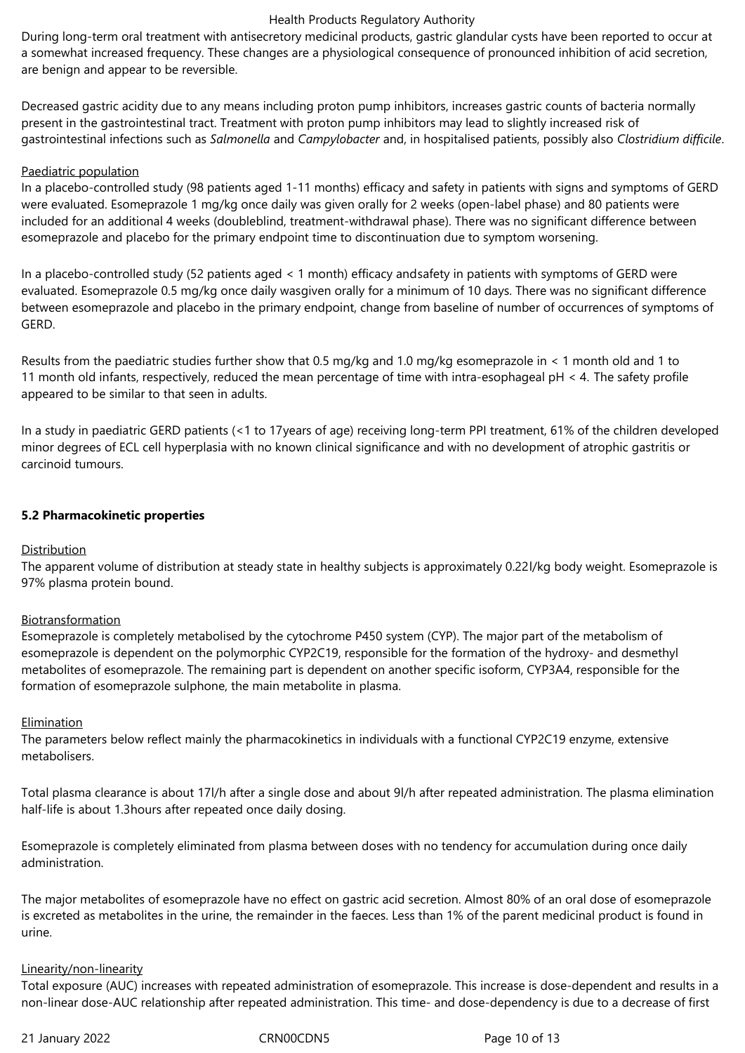During long-term oral treatment with antisecretory medicinal products, gastric glandular cysts have been reported to occur at a somewhat increased frequency. These changes are a physiological consequence of pronounced inhibition of acid secretion, are benign and appear to be reversible.

Decreased gastric acidity due to any means including proton pump inhibitors, increases gastric counts of bacteria normally present in the gastrointestinal tract. Treatment with proton pump inhibitors may lead to slightly increased risk of gastrointestinal infections such as *Salmonella* and *Campylobacter* and, in hospitalised patients, possibly also *Clostridium difficile*.

Paediatric population

In a placebo-controlled study (98 patients aged 1-11 months) efficacy and safety in patients with signs and symptoms of GERD were evaluated. Esomeprazole 1 mg/kg once daily was given orally for 2 weeks (open-label phase) and 80 patients were included for an additional 4 weeks (doubleblind, treatment-withdrawal phase). There was no significant difference between esomeprazole and placebo for the primary endpoint time to discontinuation due to symptom worsening.

In a placebo-controlled study (52 patients aged < 1 month) efficacy andsafety in patients with symptoms of GERD were evaluated. Esomeprazole 0.5 mg/kg once daily wasgiven orally for a minimum of 10 days. There was no significant difference between esomeprazole and placebo in the primary endpoint, change from baseline of number of occurrences of symptoms of GERD.

Results from the paediatric studies further show that 0.5 mg/kg and 1.0 mg/kg esomeprazole in < 1 month old and 1 to 11 month old infants, respectively, reduced the mean percentage of time with intra-esophageal pH < 4. The safety profile appeared to be similar to that seen in adults.

In a study in paediatric GERD patients (<1 to 17years of age) receiving long-term PPI treatment, 61% of the children developed minor degrees of ECL cell hyperplasia with no known clinical significance and with no development of atrophic gastritis or carcinoid tumours.

**5.2 Pharmacokinetic properties**

Distribution

The apparent volume of distribution at steady state in healthy subjects is approximately 0.22l/kg body weight. Esomeprazole is 97% plasma protein bound.

Biotransformation

Esomeprazole is completely metabolised by the cytochrome P450 system (CYP). The major part of the metabolism of esomeprazole is dependent on the polymorphic CYP2C19, responsible for the formation of the hydroxy- and desmethyl metabolites of esomeprazole. The remaining part is dependent on another specific isoform, CYP3A4, responsible for the formation of esomeprazole sulphone, the main metabolite in plasma.

Elimination

The parameters below reflect mainly the pharmacokinetics in individuals with a functional CYP2C19 enzyme, extensive metabolisers.

Total plasma clearance is about 17l/h after a single dose and about 9l/h after repeated administration. The plasma elimination half-life is about 1.3hours after repeated once daily dosing.

Esomeprazole is completely eliminated from plasma between doses with no tendency for accumulation during once daily administration.

The major metabolites of esomeprazole have no effect on gastric acid secretion. Almost 80% of an oral dose of esomeprazole is excreted as metabolites in the urine, the remainder in the faeces. Less than 1% of the parent medicinal product is found in urine.

Linearity/non-linearity

Total exposure (AUC) increases with repeated administration of esomeprazole. This increase is dose-dependent and results in a non-linear dose-AUC relationship after repeated administration. This time- and dose-dependency is due to a decrease of first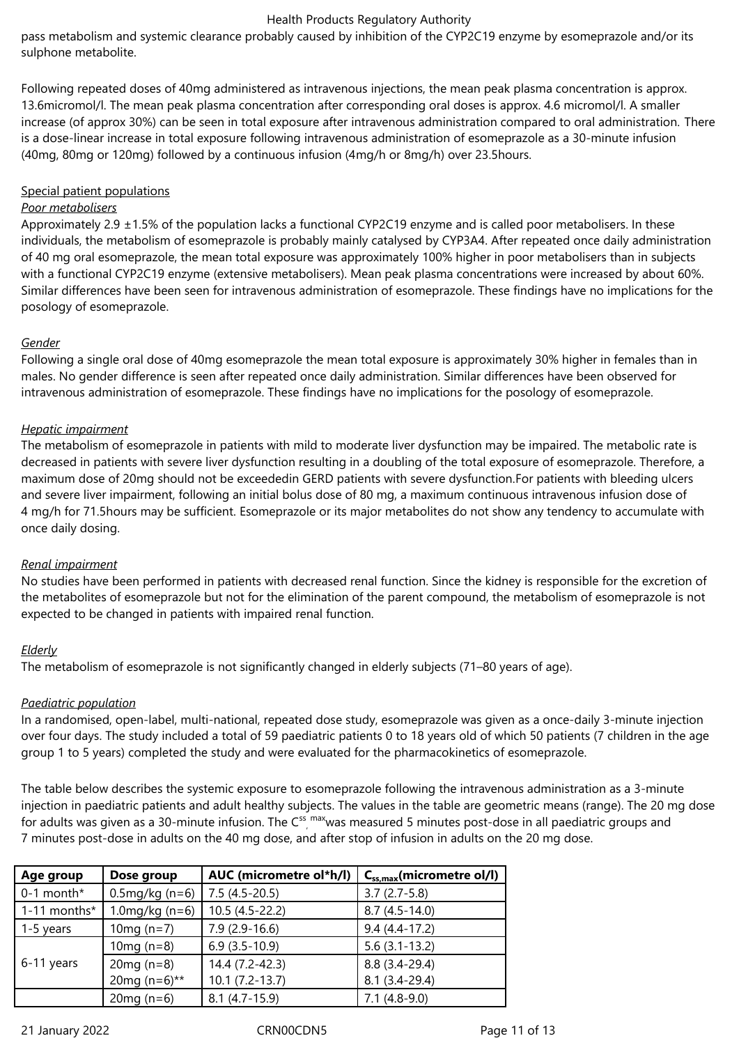pass metabolism and systemic clearance probably caused by inhibition of the CYP2C19 enzyme by esomeprazole and/or its sulphone metabolite.

Following repeated doses of 40mg administered as intravenous injections, the mean peak plasma concentration is approx. 13.6micromol/l. The mean peak plasma concentration after corresponding oral doses is approx. 4.6 micromol/l. A smaller increase (of approx 30%) can be seen in total exposure after intravenous administration compared to oral administration. There is a dose-linear increase in total exposure following intravenous administration of esomeprazole as a 30-minute infusion (40mg, 80mg or 120mg) followed by a continuous infusion (4mg/h or 8mg/h) over 23.5hours.

Special patient populations

*Poor metabolisers*

Approximately 2.9 ±1.5% of the population lacks a functional CYP2C19 enzyme and is called poor metabolisers. In these individuals, the metabolism of esomeprazole is probably mainly catalysed by CYP3A4. After repeated once daily administration of 40 mg oral esomeprazole, the mean total exposure was approximately 100% higher in poor metabolisers than in subjects with a functional CYP2C19 enzyme (extensive metabolisers). Mean peak plasma concentrations were increased by about 60%. Similar differences have been seen for intravenous administration of esomeprazole. These findings have no implications for the posology of esomeprazole.

*Gender*

Following a single oral dose of 40mg esomeprazole the mean total exposure is approximately 30% higher in females than in males. No gender difference is seen after repeated once daily administration. Similar differences have been observed for intravenous administration of esomeprazole. These findings have no implications for the posology of esomeprazole.

*Hepatic impairment*

The metabolism of esomeprazole in patients with mild to moderate liver dysfunction may be impaired. The metabolic rate is decreased in patients with severe liver dysfunction resulting in a doubling of the total exposure of esomeprazole. Therefore, a maximum dose of 20mg should not be exceededin GERD patients with severe dysfunction.For patients with bleeding ulcers and severe liver impairment, following an initial bolus dose of 80 mg, a maximum continuous intravenous infusion dose of 4 mg/h for 71.5hours may be sufficient. Esomeprazole or its major metabolites do not show any tendency to accumulate with once daily dosing.

*Renal impairment*

No studies have been performed in patients with decreased renal function. Since the kidney is responsible for the excretion of the metabolites of esomeprazole but not for the elimination of the parent compound, the metabolism of esomeprazole is not expected to be changed in patients with impaired renal function.

*Elderly*

The metabolism of esomeprazole is not significantly changed in elderly subjects (71–80 years of age).

*Paediatric population*

In a randomised, open-label, multi-national, repeated dose study, esomeprazole was given as a once-daily 3-minute injection over four days. The study included a total of 59 paediatric patients 0 to 18 years old of which 50 patients (7 children in the age group 1 to 5 years) completed the study and were evaluated for the pharmacokinetics of esomeprazole.

The table below describes the systemic exposure to esomeprazole following the intravenous administration as a 3-minute injection in paediatric patients and adult healthy subjects. The values in the table are geometric means (range). The 20 mg dose for adults was given as a 30-minute infusion. The $C^{ss,max}$ was measured 5 minutes post-dose in all paediatric groups and 7 minutes post-dose in adults on the 40 mg dose, and after stop of infusion in adults on the 20 mg dose.

| Age group | Dose group | AUC (micrometre ol*h/l) | $C_{ss,max}$(micrometre ol/l) |
|---|---|---|---|
| 0-1 month* | 0.5mg/kg (n=6) | 7.5 (4.5-20.5) | 3.7 (2.7-5.8) |
| 1-11 months* | 1.0mg/kg (n=6) | 10.5 (4.5-22.2) | 8.7 (4.5-14.0) |
| 1-5 years | 10mg (n=7) | 7.9 (2.9-16.6) | 9.4 (4.4-17.2) |
| 6-11 years | 10mg (n=8) | 6.9 (3.5-10.9) | 5.6 (3.1-13.2) |
| | 20mg (n=8)<br>20mg (n=6)** | 14.4 (7.2-42.3)<br>10.1 (7.2-13.7) | 8.8 (3.4-29.4)<br>8.1 (3.4-29.4) |
| | 20mg (n=6) | 8.1 (4.7-15.9) | 7.1 (4.8-9.0) |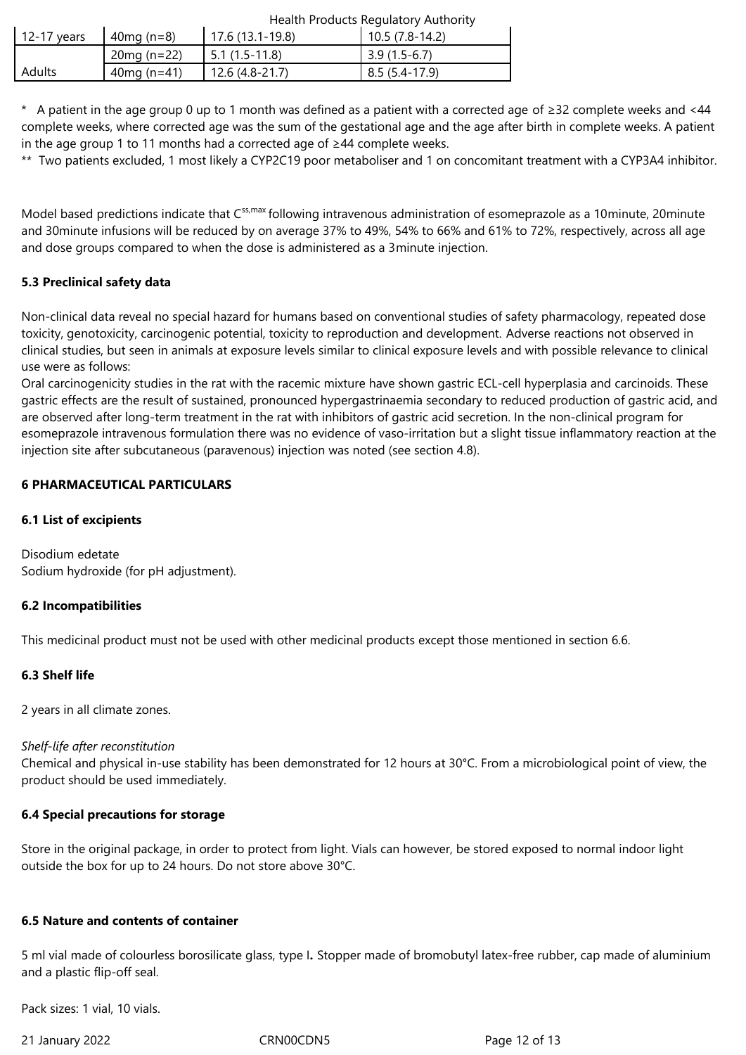| 12-17 years | 40mg (n=8) | 17.6 (13.1-19.8) | 10.5 (7.8-14.2) |
|---|---|---|---|
| Adults | 20mg (n=22) | 5.1 (1.5-11.8) | 3.9 (1.5-6.7) |
| | 40mg (n=41) | 12.6 (4.8-21.7) | 8.5 (5.4-17.9) |

* A patient in the age group 0 up to 1 month was defined as a patient with a corrected age of ≥32 complete weeks and <44 complete weeks, where corrected age was the sum of the gestational age and the age after birth in complete weeks. A patient in the age group 1 to 11 months had a corrected age of ≥44 complete weeks.

** Two patients excluded, 1 most likely a CYP2C19 poor metaboliser and 1 on concomitant treatment with a CYP3A4 inhibitor.

Model based predictions indicate that $C^{ss,max}$ following intravenous administration of esomeprazole as a 10minute, 20minute and 30minute infusions will be reduced by on average 37% to 49%, 54% to 66% and 61% to 72%, respectively, across all age and dose groups compared to when the dose is administered as a 3minute injection.

### 5.3 Preclinical safety data

Non-clinical data reveal no special hazard for humans based on conventional studies of safety pharmacology, repeated dose toxicity, genotoxicity, carcinogenic potential, toxicity to reproduction and development. Adverse reactions not observed in clinical studies, but seen in animals at exposure levels similar to clinical exposure levels and with possible relevance to clinical use were as follows:

Oral carcinogenicity studies in the rat with the racemic mixture have shown gastric ECL-cell hyperplasia and carcinoids. These gastric effects are the result of sustained, pronounced hypergastrinaemia secondary to reduced production of gastric acid, and are observed after long-term treatment in the rat with inhibitors of gastric acid secretion. In the non-clinical program for esomeprazole intravenous formulation there was no evidence of vaso-irritation but a slight tissue inflammatory reaction at the injection site after subcutaneous (paravenous) injection was noted (see section 4.8).

## 6 PHARMACEUTICAL PARTICULARS

### 6.1 List of excipients

Disodium edetate
Sodium hydroxide (for pH adjustment).

### 6.2 Incompatibilities

This medicinal product must not be used with other medicinal products except those mentioned in section 6.6.

### 6.3 Shelf life

2 years in all climate zones.

*Shelf-life after reconstitution*
Chemical and physical in-use stability has been demonstrated for 12 hours at 30°C. From a microbiological point of view, the product should be used immediately.

### 6.4 Special precautions for storage

Store in the original package, in order to protect from light. Vials can however, be stored exposed to normal indoor light outside the box for up to 24 hours. Do not store above 30°C.

### 6.5 Nature and contents of container

5 ml vial made of colourless borosilicate glass, type I**.** Stopper made of bromobutyl latex-free rubber, cap made of aluminium and a plastic flip-off seal.

Pack sizes: 1 vial, 10 vials.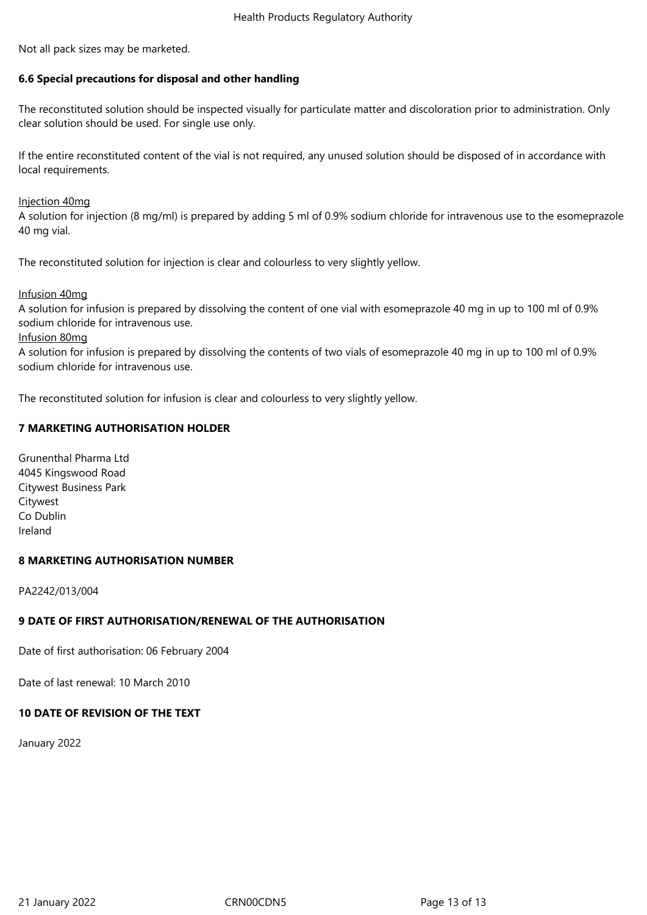Not all pack sizes may be marketed.

### 6.6 Special precautions for disposal and other handling

The reconstituted solution should be inspected visually for particulate matter and discoloration prior to administration. Only clear solution should be used. For single use only.

If the entire reconstituted content of the vial is not required, any unused solution should be disposed of in accordance with local requirements.

Injection 40mg
A solution for injection (8 mg/ml) is prepared by adding 5 ml of 0.9% sodium chloride for intravenous use to the esomeprazole 40 mg vial.

The reconstituted solution for injection is clear and colourless to very slightly yellow.

Infusion 40mg
A solution for infusion is prepared by dissolving the content of one vial with esomeprazole 40 mg in up to 100 ml of 0.9% sodium chloride for intravenous use.
Infusion 80mg
A solution for infusion is prepared by dissolving the contents of two vials of esomeprazole 40 mg in up to 100 ml of 0.9% sodium chloride for intravenous use.

The reconstituted solution for infusion is clear and colourless to very slightly yellow.

## 7 MARKETING AUTHORISATION HOLDER

Grunenthal Pharma Ltd
4045 Kingswood Road
Citywest Business Park
Citywest
Co Dublin
Ireland

## 8 MARKETING AUTHORISATION NUMBER

PA2242/013/004

## 9 DATE OF FIRST AUTHORISATION/RENEWAL OF THE AUTHORISATION

Date of first authorisation: 06 February 2004

Date of last renewal: 10 March 2010

## 10 DATE OF REVISION OF THE TEXT

January 2022